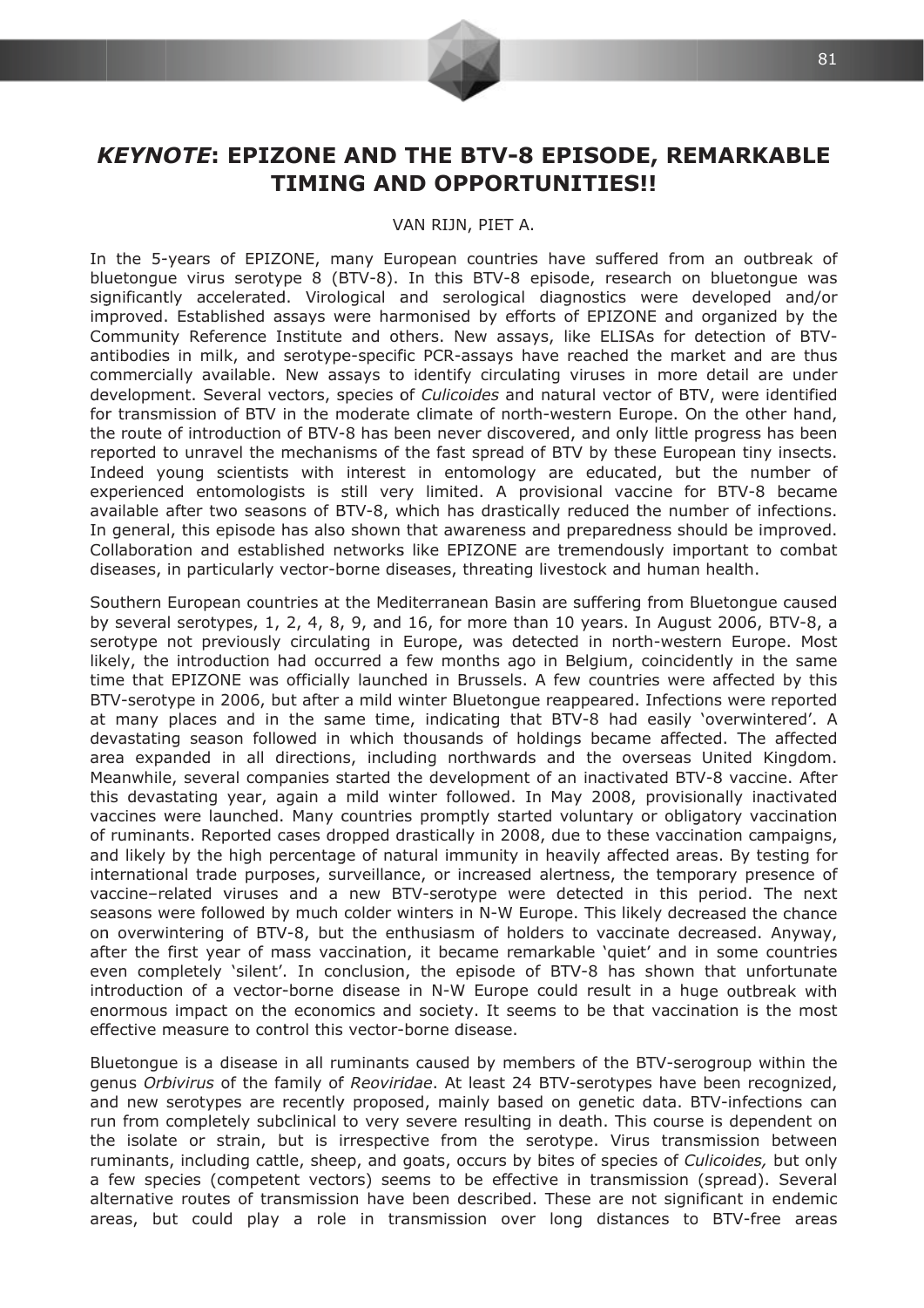# *KEYNOTE*: EPIZONE AND THE BTV-8 EPISODE, REMARKABLE TIMING AND OPPORTUNITIES!!

VAN RIJN, PIET A.

In the 5-years of EPIZONE, many European countries have suffered from an outbreak of bluetongue virus serotype 8 (BTV-8). In this BTV-8 episode, research on bluetongue was significantly accelerated. Virological and serological diagnostics were developed and/or improved. Established assays were harmonised by efforts of EPIZONE and organized by the Community Reference Institute and others. New assays, like ELISAs for detection of BTV-antibodies in milk, and serotype-specific PCR-assays have reached the market and are thus commercially available. New assays to identify circulating viruses in more detail are under development. Several vectors, species of *Culicoides* and natural vector of BTV, were identified for transmission of BTV in the moderate climate of north-western Europe. On the other hand, the route of introduction of BTV-8 has been never discovered, and only little progress has been reported to unravel the mechanisms of the fast spread of BTV by these European tiny insects. Indeed young scientists with interest in entomology are educated, but the number of experienced entomologists is still very limited. A provisional vaccine for BTV-8 became available after two seasons of BTV-8, which has drastically reduced the number of infections. In general, this episode has also shown that awareness and preparedness should be improved. Collaboration and established networks like EPIZONE are tremendously important to combat diseases, in particularly vector-borne diseases, threating livestock and human health.

Southern European countries at the Mediterranean Basin are suffering from Bluetongue caused by several serotypes, 1, 2, 4, 8, 9, and 16, for more than 10 years. In August 2006, BTV-8, a serotype not previously circulating in Europe, was detected in north-western Europe. Most likely, the introduction had occurred a few months ago in Belgium, coincidently in the same time that EPIZONE was officially launched in Brussels. A few countries were affected by this BTV-serotype in 2006, but after a mild winter Bluetongue reappeared. Infections were reported at many places and in the same time, indicating that BTV-8 had easily 'overwintered'. A devastating season followed in which thousands of holdings became affected. The affected area expanded in all directions, including northwards and the overseas United Kingdom. Meanwhile, several companies started the development of an inactivated BTV-8 vaccine. After this devastating year, again a mild winter followed. In May 2008, provisionally inactivated vaccines were launched. Many countries promptly started voluntary or obligatory vaccination of ruminants. Reported cases dropped drastically in 2008, due to these vaccination campaigns, and likely by the high percentage of natural immunity in heavily affected areas. By testing for international trade purposes, surveillance, or increased alertness, the temporary presence of vaccine–related viruses and a new BTV-serotype were detected in this period. The next seasons were followed by much colder winters in N-W Europe. This likely decreased the chance on overwintering of BTV-8, but the enthusiasm of holders to vaccinate decreased. Anyway, after the first year of mass vaccination, it became remarkable 'quiet' and in some countries even completely 'silent'. In conclusion, the episode of BTV-8 has shown that unfortunate introduction of a vector-borne disease in N-W Europe could result in a huge outbreak with enormous impact on the economics and society. It seems to be that vaccination is the most effective measure to control this vector-borne disease.

Bluetongue is a disease in all ruminants caused by members of the BTV-serogroup within the genus *Orbivirus* of the family of *Reoviridae*. At least 24 BTV-serotypes have been recognized, and new serotypes are recently proposed, mainly based on genetic data. BTV-infections can run from completely subclinical to very severe resulting in death. This course is dependent on the isolate or strain, but is irrespective from the serotype. Virus transmission between ruminants, including cattle, sheep, and goats, occurs by bites of species of *Culicoides,* but only a few species (competent vectors) seems to be effective in transmission (spread). Several alternative routes of transmission have been described. These are not significant in endemic areas, but could play a role in transmission over long distances to BTV-free areas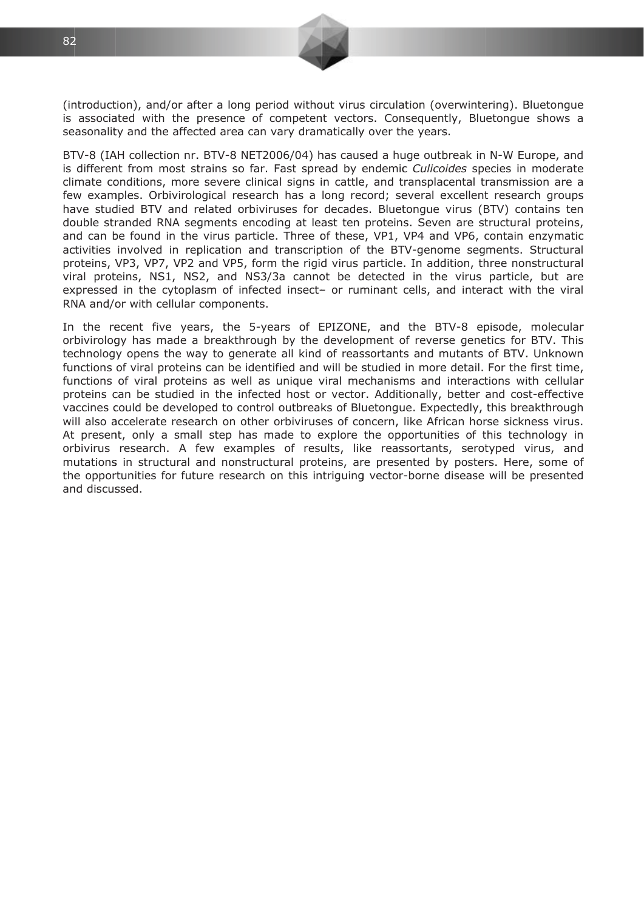(introduction), and/or after a long period without virus circulation (overwintering). Bluetongue is associated with the presence of competent vectors. Consequently, Bluetongue shows a seasonality and the affected area can vary dramatically over the years.

BTV-8 (IAH collection nr. BTV-8 NET2006/04) has caused a huge outbreak in N-W Europe, and is different from most strains so far. Fast spread by endemic *Culicoides* species in moderate climate conditions, more severe clinical signs in cattle, and transplacental transmission are a few examples. Orbivirological research has a long record; several excellent research groups have studied BTV and related orbiviruses for decades. Bluetongue virus (BTV) contains ten double stranded RNA segments encoding at least ten proteins. Seven are structural proteins, and can be found in the virus particle. Three of these, VP1, VP4 and VP6, contain enzymatic activities involved in replication and transcription of the BTV-genome segments. Structural proteins, VP3, VP7, VP2 and VP5, form the rigid virus particle. In addition, three nonstructural viral proteins, NS1, NS2, and NS3/3a cannot be detected in the virus particle, but are expressed in the cytoplasm of infected insect– or ruminant cells, and interact with the viral RNA and/or with cellular components.

In the recent five years, the 5-years of EPIZONE, and the BTV-8 episode, molecular orbivirology has made a breakthrough by the development of reverse genetics for BTV. This technology opens the way to generate all kind of reassortants and mutants of BTV. Unknown functions of viral proteins can be identified and will be studied in more detail. For the first time, functions of viral proteins as well as unique viral mechanisms and interactions with cellular proteins can be studied in the infected host or vector. Additionally, better and cost-effective vaccines could be developed to control outbreaks of Bluetongue. Expectedly, this breakthrough will also accelerate research on other orbiviruses of concern, like African horse sickness virus. At present, only a small step has made to explore the opportunities of this technology in orbivirus research. A few examples of results, like reassortants, serotyped virus, and mutations in structural and nonstructural proteins, are presented by posters. Here, some of the opportunities for future research on this intriguing vector-borne disease will be presented and discussed.